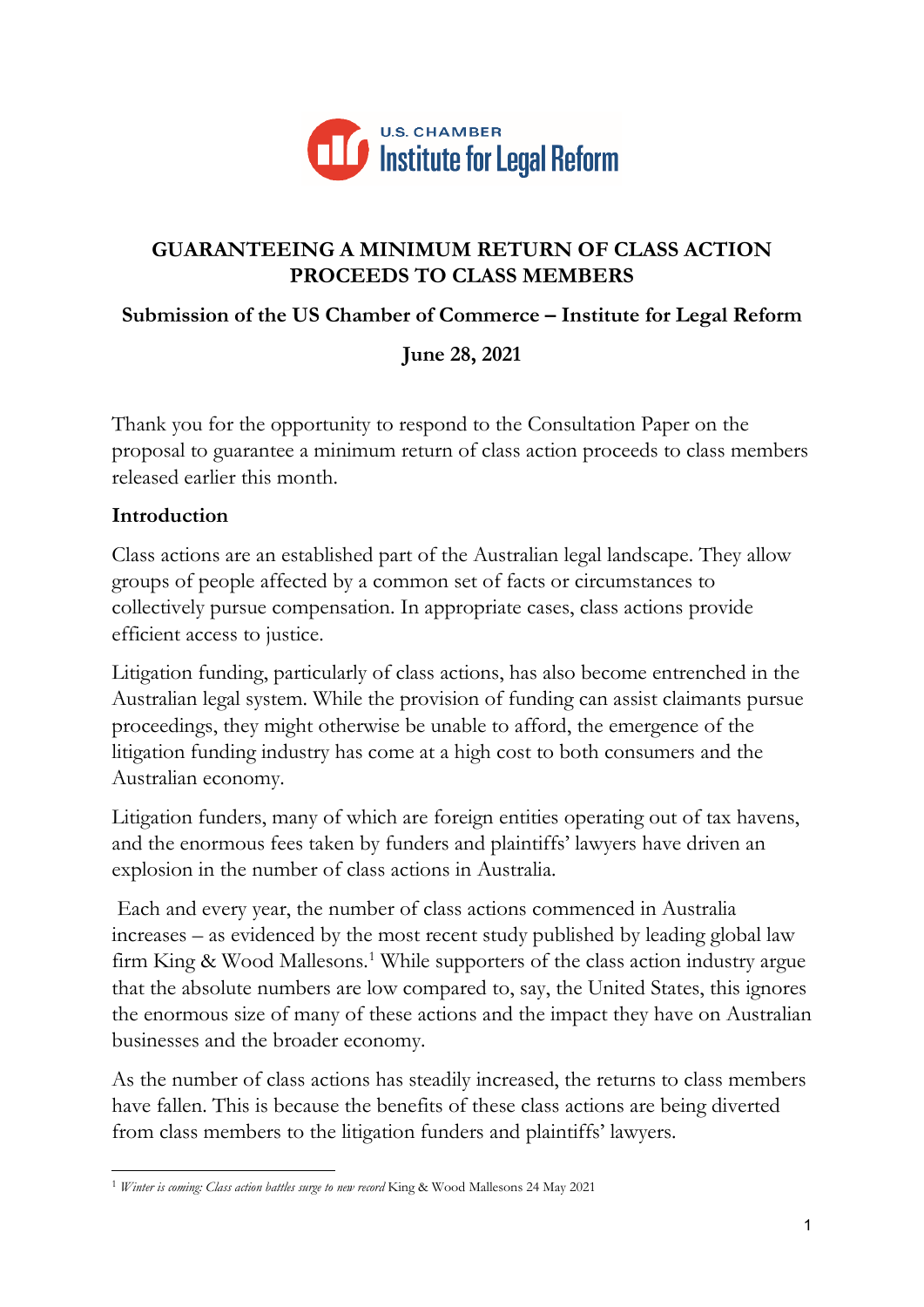# GUARANTEEING A MINIMUM RETURN OF CLASS ACTION PROCEEDS TO CLASS MEMBERS

**Submission of the US Chamber of Commerce – Institute for Legal Reform**

**June 28, 2021**

Thank you for the opportunity to respond to the Consultation Paper on the proposal to guarantee a minimum return of class action proceeds to class members released earlier this month.

## Introduction

Class actions are an established part of the Australian legal landscape. They allow groups of people affected by a common set of facts or circumstances to collectively pursue compensation. In appropriate cases, class actions provide efficient access to justice.

Litigation funding, particularly of class actions, has also become entrenched in the Australian legal system. While the provision of funding can assist claimants pursue proceedings, they might otherwise be unable to afford, the emergence of the litigation funding industry has come at a high cost to both consumers and the Australian economy.

Litigation funders, many of which are foreign entities operating out of tax havens, and the enormous fees taken by funders and plaintiffs' lawyers have driven an explosion in the number of class actions in Australia.

Each and every year, the number of class actions commenced in Australia increases – as evidenced by the most recent study published by leading global law firm King & Wood Mallesons.[1] While supporters of the class action industry argue that the absolute numbers are low compared to, say, the United States, this ignores the enormous size of many of these actions and the impact they have on Australian businesses and the broader economy.

As the number of class actions has steadily increased, the returns to class members have fallen. This is because the benefits of these class actions are being diverted from class members to the litigation funders and plaintiffs' lawyers.

---

[1] *Winter is coming: Class action battles surge to new record* King & Wood Mallesons 24 May 2021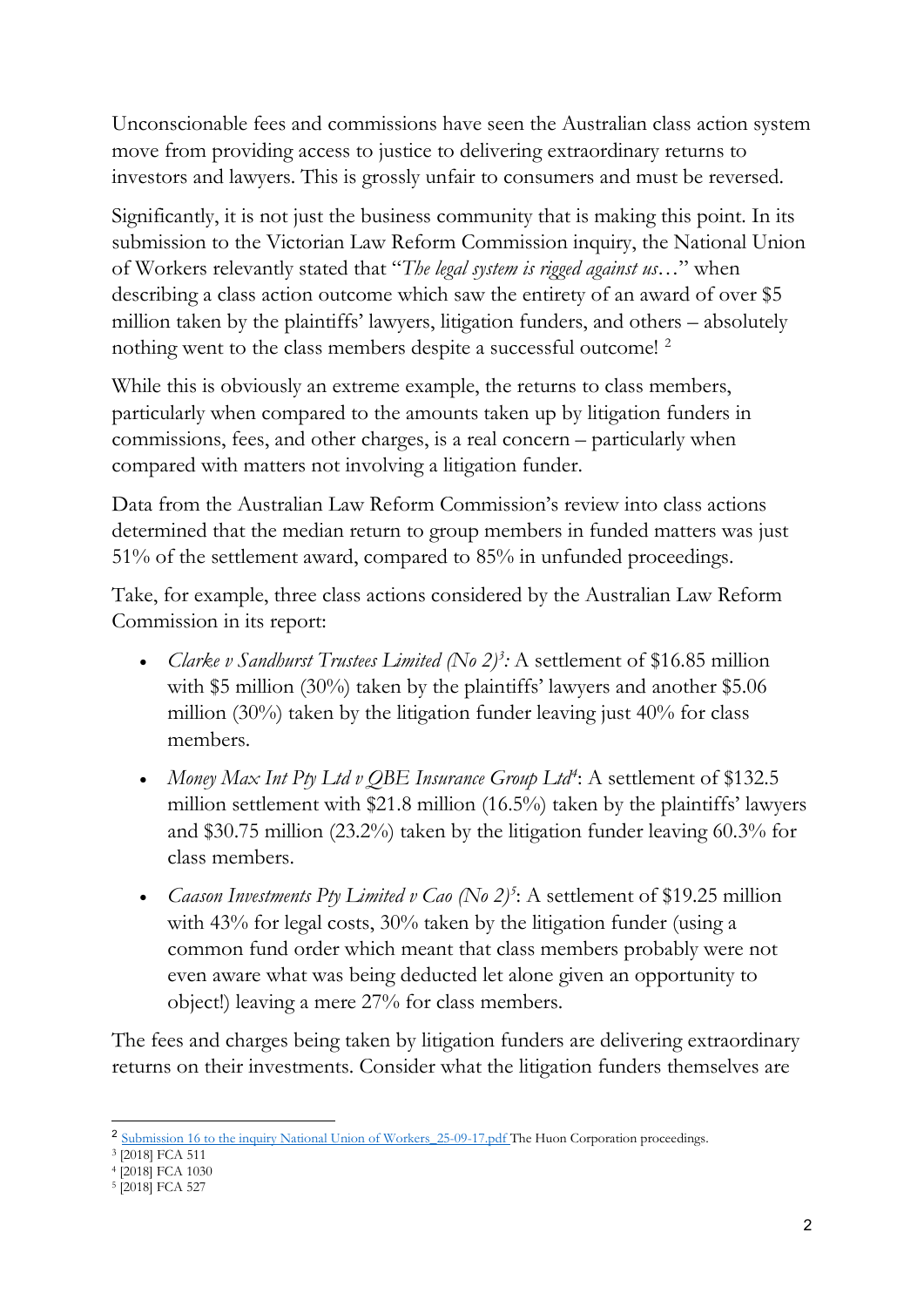Unconscionable fees and commissions have seen the Australian class action system move from providing access to justice to delivering extraordinary returns to investors and lawyers. This is grossly unfair to consumers and must be reversed.

Significantly, it is not just the business community that is making this point. In its submission to the Victorian Law Reform Commission inquiry, the National Union of Workers relevantly stated that "*The legal system is rigged against us*…" when describing a class action outcome which saw the entirety of an award of over $5 million taken by the plaintiffs' lawyers, litigation funders, and others – absolutely nothing went to the class members despite a successful outcome! [2]

While this is obviously an extreme example, the returns to class members, particularly when compared to the amounts taken up by litigation funders in commissions, fees, and other charges, is a real concern – particularly when compared with matters not involving a litigation funder.

Data from the Australian Law Reform Commission's review into class actions determined that the median return to group members in funded matters was just 51% of the settlement award, compared to 85% in unfunded proceedings.

Take, for example, three class actions considered by the Australian Law Reform Commission in its report:

- *Clarke v Sandhurst Trustees Limited (No 2)*[3]*:* A settlement of $16.85 million with $5 million (30%) taken by the plaintiffs' lawyers and another $5.06 million (30%) taken by the litigation funder leaving just 40% for class members.
- *Money Max Int Pty Ltd v QBE Insurance Group Ltd*[4]: A settlement of $132.5 million settlement with $21.8 million (16.5%) taken by the plaintiffs' lawyers and $30.75 million (23.2%) taken by the litigation funder leaving 60.3% for class members.
- *Caason Investments Pty Limited v Cao (No 2)*[5]: A settlement of $19.25 million with 43% for legal costs, 30% taken by the litigation funder (using a common fund order which meant that class members probably were not even aware what was being deducted let alone given an opportunity to object!) leaving a mere 27% for class members.

The fees and charges being taken by litigation funders are delivering extraordinary returns on their investments. Consider what the litigation funders themselves are

---

[2] Submission 16 to the inquiry National Union of Workers_25-09-17.pdf The Huon Corporation proceedings.

[3] [2018] FCA 511

[4] [2018] FCA 1030

[5] [2018] FCA 527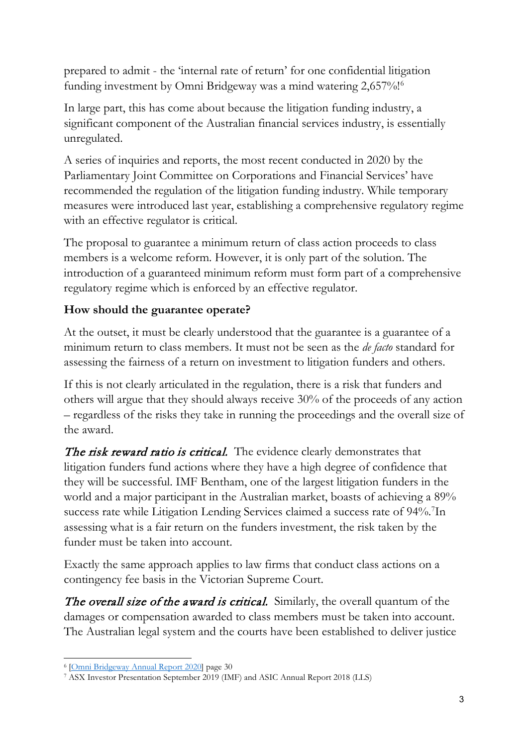prepared to admit - the 'internal rate of return' for one confidential litigation funding investment by Omni Bridgeway was a mind watering 2,657%![6]

In large part, this has come about because the litigation funding industry, a significant component of the Australian financial services industry, is essentially unregulated.

A series of inquiries and reports, the most recent conducted in 2020 by the Parliamentary Joint Committee on Corporations and Financial Services' have recommended the regulation of the litigation funding industry. While temporary measures were introduced last year, establishing a comprehensive regulatory regime with an effective regulator is critical.

The proposal to guarantee a minimum return of class action proceeds to class members is a welcome reform. However, it is only part of the solution. The introduction of a guaranteed minimum reform must form part of a comprehensive regulatory regime which is enforced by an effective regulator.

**How should the guarantee operate?**

At the outset, it must be clearly understood that the guarantee is a guarantee of a minimum return to class members. It must not be seen as the *de facto* standard for assessing the fairness of a return on investment to litigation funders and others.

If this is not clearly articulated in the regulation, there is a risk that funders and others will argue that they should always receive 30% of the proceeds of any action – regardless of the risks they take in running the proceedings and the overall size of the award.

*The risk reward ratio is critical.* The evidence clearly demonstrates that litigation funders fund actions where they have a high degree of confidence that they will be successful. IMF Bentham, one of the largest litigation funders in the world and a major participant in the Australian market, boasts of achieving a 89% success rate while Litigation Lending Services claimed a success rate of 94%.[7] In assessing what is a fair return on the funders investment, the risk taken by the funder must be taken into account.

Exactly the same approach applies to law firms that conduct class actions on a contingency fee basis in the Victorian Supreme Court.

*The overall size of the award is critical.* Similarly, the overall quantum of the damages or compensation awarded to class members must be taken into account. The Australian legal system and the courts have been established to deliver justice

---

[6] [Omni Bridgeway Annual Report 2020] page 30

[7] ASX Investor Presentation September 2019 (IMF) and ASIC Annual Report 2018 (LLS)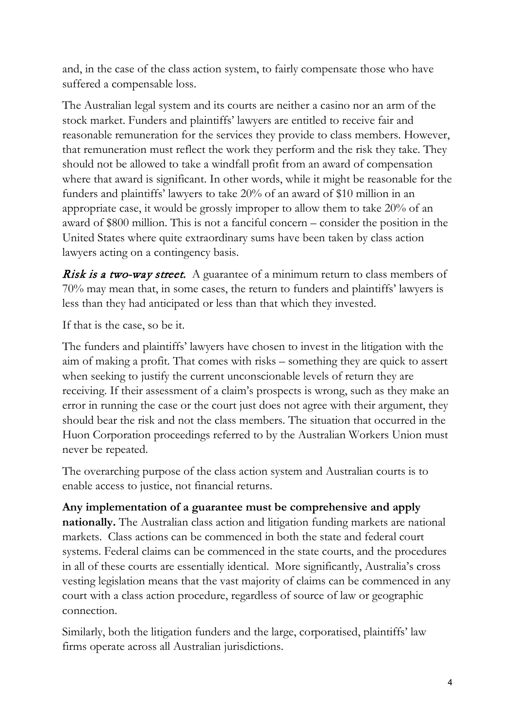and, in the case of the class action system, to fairly compensate those who have suffered a compensable loss.

The Australian legal system and its courts are neither a casino nor an arm of the stock market. Funders and plaintiffs' lawyers are entitled to receive fair and reasonable remuneration for the services they provide to class members. However, that remuneration must reflect the work they perform and the risk they take. They should not be allowed to take a windfall profit from an award of compensation where that award is significant. In other words, while it might be reasonable for the funders and plaintiffs' lawyers to take 20% of an award of $10 million in an appropriate case, it would be grossly improper to allow them to take 20% of an award of $800 million. This is not a fanciful concern – consider the position in the United States where quite extraordinary sums have been taken by class action lawyers acting on a contingency basis.

***Risk is a two-way street.*** A guarantee of a minimum return to class members of 70% may mean that, in some cases, the return to funders and plaintiffs' lawyers is less than they had anticipated or less than that which they invested.

If that is the case, so be it.

The funders and plaintiffs' lawyers have chosen to invest in the litigation with the aim of making a profit. That comes with risks – something they are quick to assert when seeking to justify the current unconscionable levels of return they are receiving. If their assessment of a claim's prospects is wrong, such as they make an error in running the case or the court just does not agree with their argument, they should bear the risk and not the class members. The situation that occurred in the Huon Corporation proceedings referred to by the Australian Workers Union must never be repeated.

The overarching purpose of the class action system and Australian courts is to enable access to justice, not financial returns.

**Any implementation of a guarantee must be comprehensive and apply nationally.** The Australian class action and litigation funding markets are national markets. Class actions can be commenced in both the state and federal court systems. Federal claims can be commenced in the state courts, and the procedures in all of these courts are essentially identical. More significantly, Australia's cross vesting legislation means that the vast majority of claims can be commenced in any court with a class action procedure, regardless of source of law or geographic connection.

Similarly, both the litigation funders and the large, corporatised, plaintiffs' law firms operate across all Australian jurisdictions.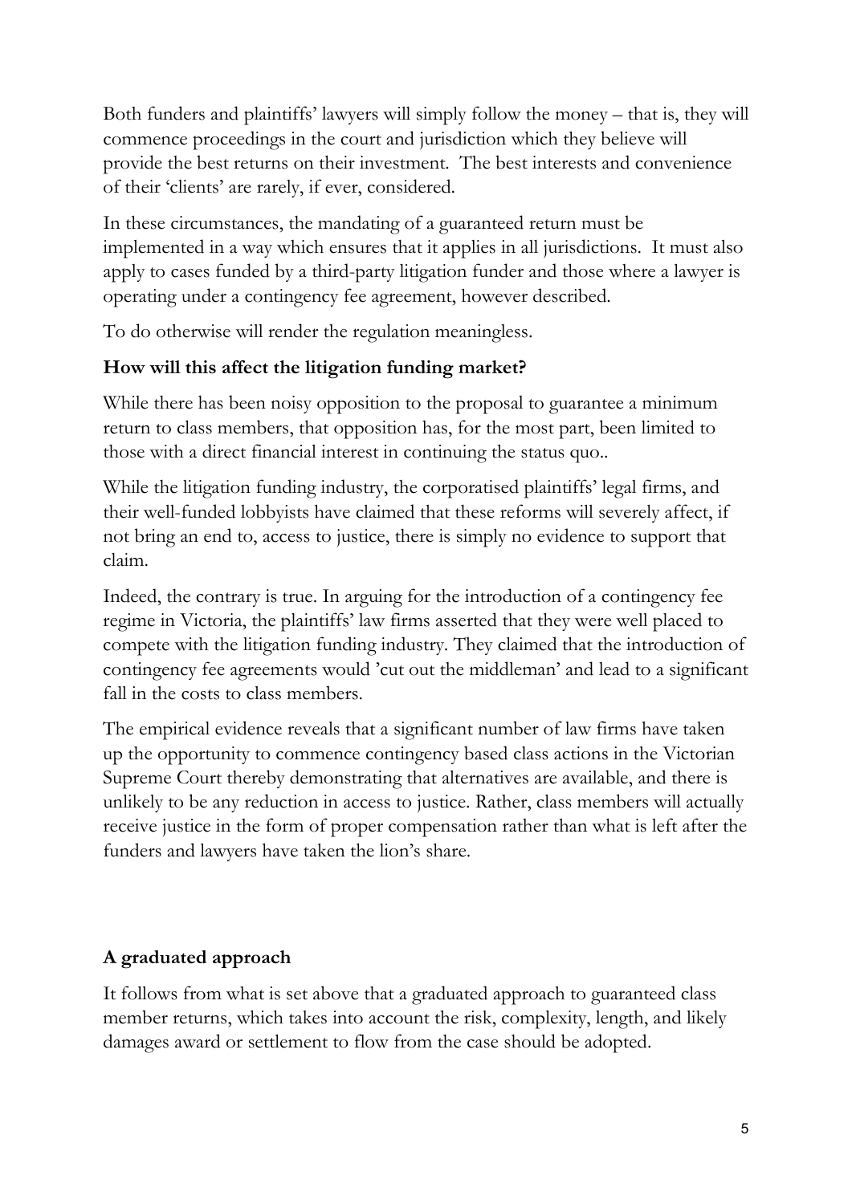Both funders and plaintiffs' lawyers will simply follow the money – that is, they will commence proceedings in the court and jurisdiction which they believe will provide the best returns on their investment. The best interests and convenience of their 'clients' are rarely, if ever, considered.

In these circumstances, the mandating of a guaranteed return must be implemented in a way which ensures that it applies in all jurisdictions. It must also apply to cases funded by a third-party litigation funder and those where a lawyer is operating under a contingency fee agreement, however described.

To do otherwise will render the regulation meaningless.

**How will this affect the litigation funding market?**

While there has been noisy opposition to the proposal to guarantee a minimum return to class members, that opposition has, for the most part, been limited to those with a direct financial interest in continuing the status quo..

While the litigation funding industry, the corporatised plaintiffs' legal firms, and their well-funded lobbyists have claimed that these reforms will severely affect, if not bring an end to, access to justice, there is simply no evidence to support that claim.

Indeed, the contrary is true. In arguing for the introduction of a contingency fee regime in Victoria, the plaintiffs' law firms asserted that they were well placed to compete with the litigation funding industry. They claimed that the introduction of contingency fee agreements would 'cut out the middleman' and lead to a significant fall in the costs to class members.

The empirical evidence reveals that a significant number of law firms have taken up the opportunity to commence contingency based class actions in the Victorian Supreme Court thereby demonstrating that alternatives are available, and there is unlikely to be any reduction in access to justice. Rather, class members will actually receive justice in the form of proper compensation rather than what is left after the funders and lawyers have taken the lion's share.

**A graduated approach**

It follows from what is set above that a graduated approach to guaranteed class member returns, which takes into account the risk, complexity, length, and likely damages award or settlement to flow from the case should be adopted.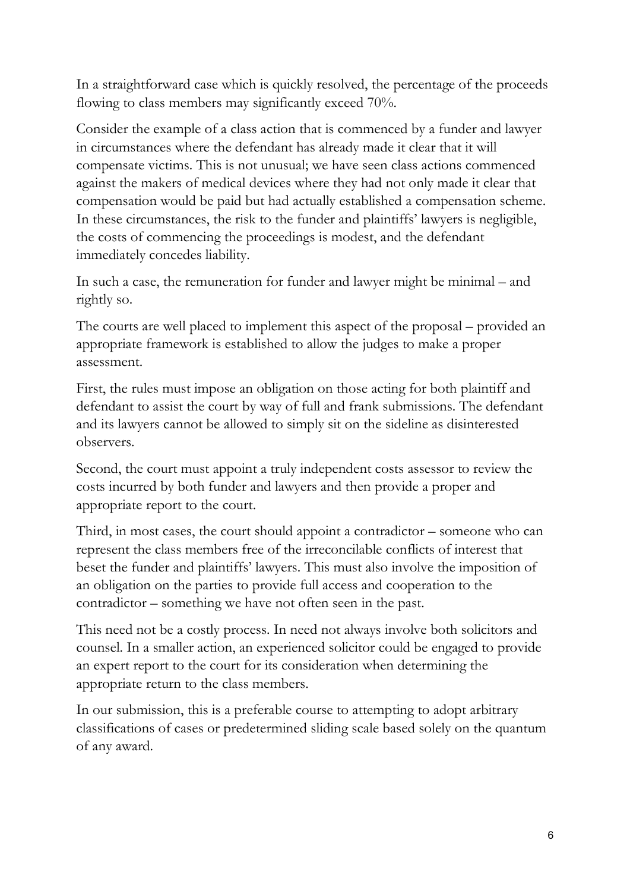In a straightforward case which is quickly resolved, the percentage of the proceeds flowing to class members may significantly exceed 70%.

Consider the example of a class action that is commenced by a funder and lawyer in circumstances where the defendant has already made it clear that it will compensate victims. This is not unusual; we have seen class actions commenced against the makers of medical devices where they had not only made it clear that compensation would be paid but had actually established a compensation scheme. In these circumstances, the risk to the funder and plaintiffs' lawyers is negligible, the costs of commencing the proceedings is modest, and the defendant immediately concedes liability.

In such a case, the remuneration for funder and lawyer might be minimal – and rightly so.

The courts are well placed to implement this aspect of the proposal – provided an appropriate framework is established to allow the judges to make a proper assessment.

First, the rules must impose an obligation on those acting for both plaintiff and defendant to assist the court by way of full and frank submissions. The defendant and its lawyers cannot be allowed to simply sit on the sideline as disinterested observers.

Second, the court must appoint a truly independent costs assessor to review the costs incurred by both funder and lawyers and then provide a proper and appropriate report to the court.

Third, in most cases, the court should appoint a contradictor – someone who can represent the class members free of the irreconcilable conflicts of interest that beset the funder and plaintiffs' lawyers. This must also involve the imposition of an obligation on the parties to provide full access and cooperation to the contradictor – something we have not often seen in the past.

This need not be a costly process. In need not always involve both solicitors and counsel. In a smaller action, an experienced solicitor could be engaged to provide an expert report to the court for its consideration when determining the appropriate return to the class members.

In our submission, this is a preferable course to attempting to adopt arbitrary classifications of cases or predetermined sliding scale based solely on the quantum of any award.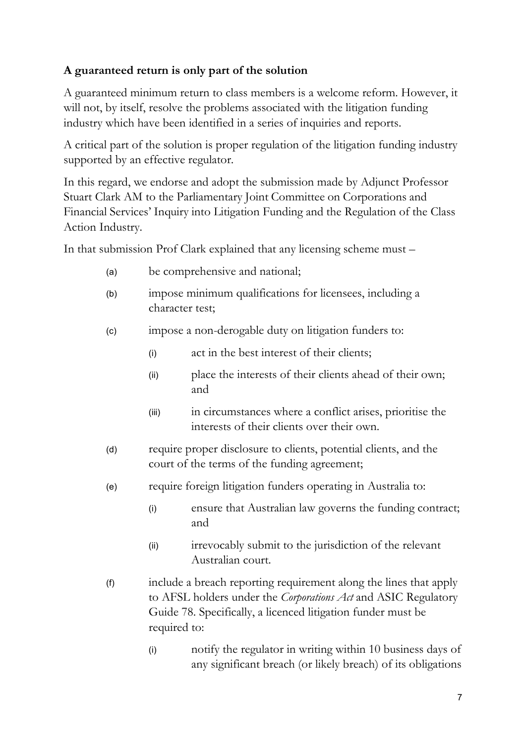**A guaranteed return is only part of the solution**

A guaranteed minimum return to class members is a welcome reform. However, it will not, by itself, resolve the problems associated with the litigation funding industry which have been identified in a series of inquiries and reports.

A critical part of the solution is proper regulation of the litigation funding industry supported by an effective regulator.

In this regard, we endorse and adopt the submission made by Adjunct Professor Stuart Clark AM to the Parliamentary Joint Committee on Corporations and Financial Services' Inquiry into Litigation Funding and the Regulation of the Class Action Industry.

In that submission Prof Clark explained that any licensing scheme must –

- (a) be comprehensive and national;
- (b) impose minimum qualifications for licensees, including a character test;
- (c) impose a non-derogable duty on litigation funders to:
  - (i) act in the best interest of their clients;
  - (ii) place the interests of their clients ahead of their own; and
  - (iii) in circumstances where a conflict arises, prioritise the interests of their clients over their own.
- (d) require proper disclosure to clients, potential clients, and the court of the terms of the funding agreement;
- (e) require foreign litigation funders operating in Australia to:
  - (i) ensure that Australian law governs the funding contract; and
  - (ii) irrevocably submit to the jurisdiction of the relevant Australian court.
- (f) include a breach reporting requirement along the lines that apply to AFSL holders under the *Corporations Act* and ASIC Regulatory Guide 78. Specifically, a licenced litigation funder must be required to:
  - (i) notify the regulator in writing within 10 business days of any significant breach (or likely breach) of its obligations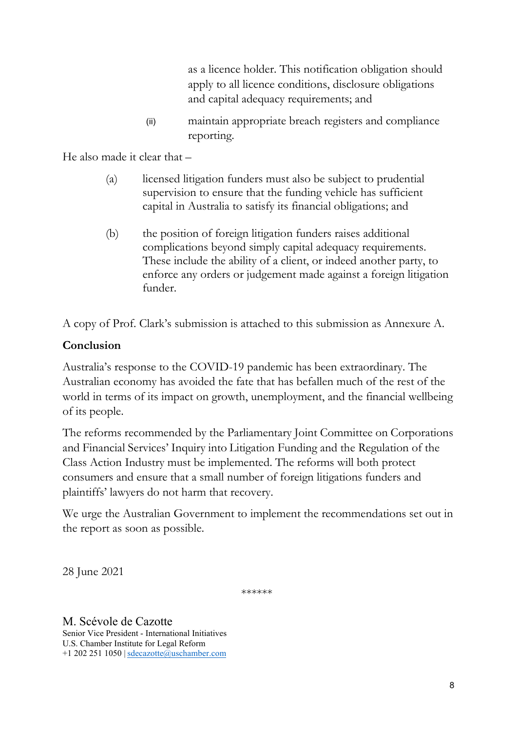as a licence holder. This notification obligation should apply to all licence conditions, disclosure obligations and capital adequacy requirements; and

(ii) maintain appropriate breach registers and compliance reporting.

He also made it clear that –

(a) licensed litigation funders must also be subject to prudential supervision to ensure that the funding vehicle has sufficient capital in Australia to satisfy its financial obligations; and

(b) the position of foreign litigation funders raises additional complications beyond simply capital adequacy requirements. These include the ability of a client, or indeed another party, to enforce any orders or judgement made against a foreign litigation funder.

A copy of Prof. Clark's submission is attached to this submission as Annexure A.

**Conclusion**

Australia's response to the COVID-19 pandemic has been extraordinary. The Australian economy has avoided the fate that has befallen much of the rest of the world in terms of its impact on growth, unemployment, and the financial wellbeing of its people.

The reforms recommended by the Parliamentary Joint Committee on Corporations and Financial Services' Inquiry into Litigation Funding and the Regulation of the Class Action Industry must be implemented. The reforms will both protect consumers and ensure that a small number of foreign litigations funders and plaintiffs' lawyers do not harm that recovery.

We urge the Australian Government to implement the recommendations set out in the report as soon as possible.

28 June 2021

******

M. Scévole de Cazotte
Senior Vice President - International Initiatives
U.S. Chamber Institute for Legal Reform
+1 202 251 1050 | sdecazotte@uschamber.com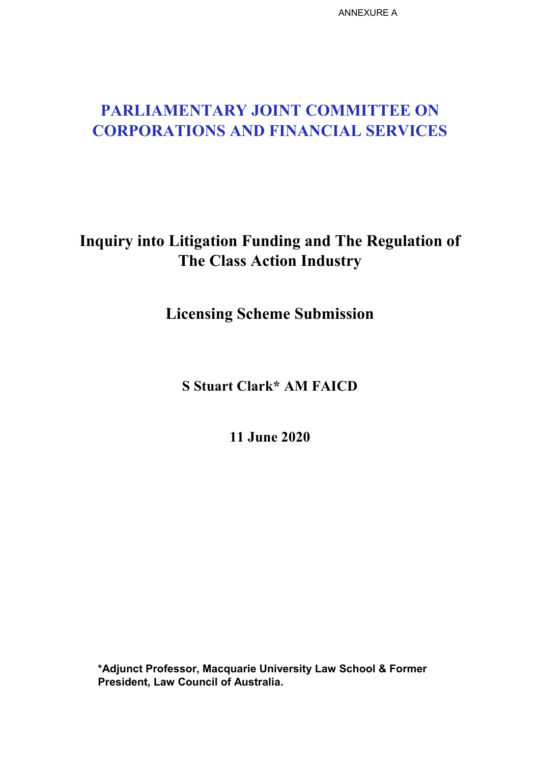ANNEXURE A

# PARLIAMENTARY JOINT COMMITTEE ON CORPORATIONS AND FINANCIAL SERVICES

## Inquiry into Litigation Funding and The Regulation of The Class Action Industry

## Licensing Scheme Submission

**S Stuart Clark* AM FAICD**

**11 June 2020**

***Adjunct Professor, Macquarie University Law School & Former President, Law Council of Australia.**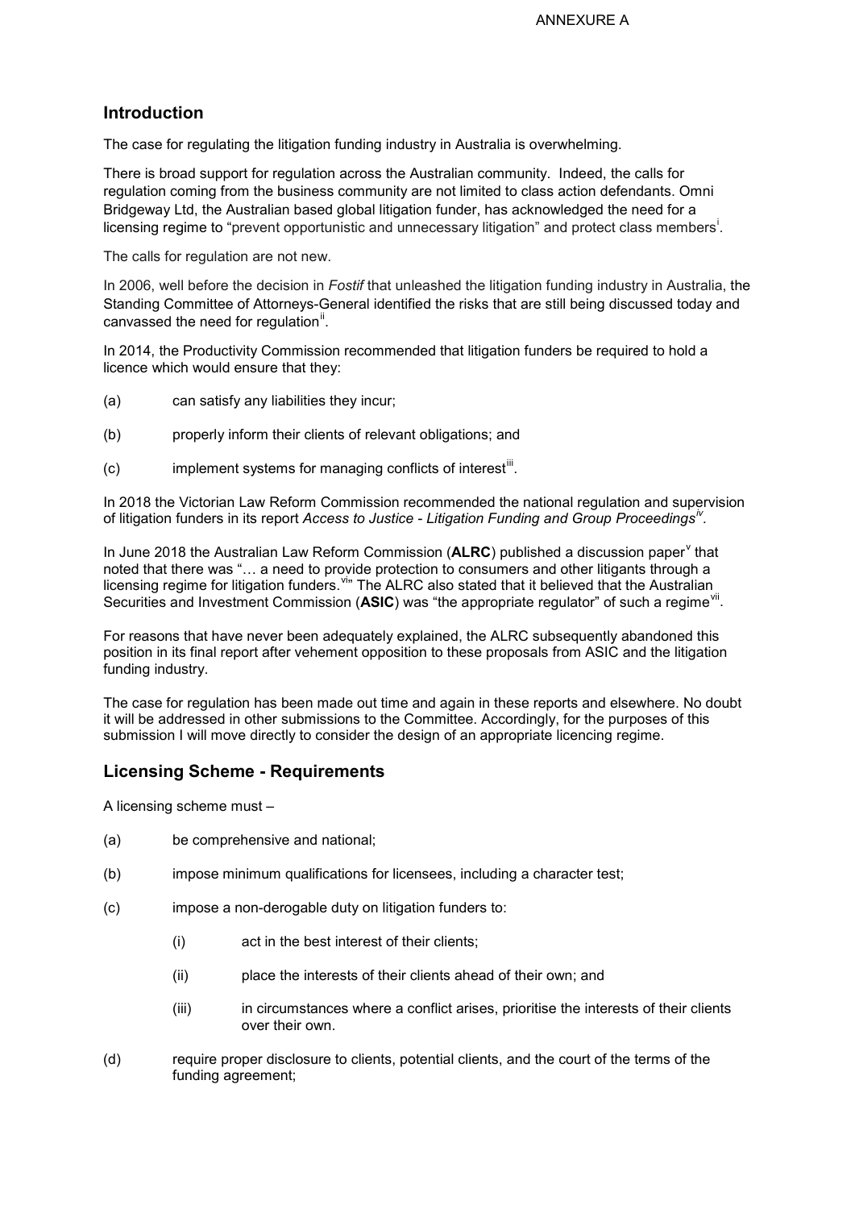ANNEXURE A

## Introduction

The case for regulating the litigation funding industry in Australia is overwhelming.

There is broad support for regulation across the Australian community. Indeed, the calls for regulation coming from the business community are not limited to class action defendants. Omni Bridgeway Ltd, the Australian based global litigation funder, has acknowledged the need for a licensing regime to "prevent opportunistic and unnecessary litigation" and protect class members[i].

The calls for regulation are not new.

In 2006, well before the decision in *Fostif* that unleashed the litigation funding industry in Australia, the Standing Committee of Attorneys-General identified the risks that are still being discussed today and canvassed the need for regulation[ii].

In 2014, the Productivity Commission recommended that litigation funders be required to hold a licence which would ensure that they:

(a) can satisfy any liabilities they incur;

(b) properly inform their clients of relevant obligations; and

(c) implement systems for managing conflicts of interest[iii].

In 2018 the Victorian Law Reform Commission recommended the national regulation and supervision of litigation funders in its report *Access to Justice - Litigation Funding and Group Proceedings*[iv].

In June 2018 the Australian Law Reform Commission (**ALRC**) published a discussion paper[v] that noted that there was "… a need to provide protection to consumers and other litigants through a licensing regime for litigation funders.[vi]" The ALRC also stated that it believed that the Australian Securities and Investment Commission (**ASIC**) was "the appropriate regulator" of such a regime[vii].

For reasons that have never been adequately explained, the ALRC subsequently abandoned this position in its final report after vehement opposition to these proposals from ASIC and the litigation funding industry.

The case for regulation has been made out time and again in these reports and elsewhere. No doubt it will be addressed in other submissions to the Committee. Accordingly, for the purposes of this submission I will move directly to consider the design of an appropriate licencing regime.

## Licensing Scheme - Requirements

A licensing scheme must –

(a) be comprehensive and national;

(b) impose minimum qualifications for licensees, including a character test;

(c) impose a non-derogable duty on litigation funders to:

   (i) act in the best interest of their clients;

   (ii) place the interests of their clients ahead of their own; and

   (iii) in circumstances where a conflict arises, prioritise the interests of their clients over their own.

(d) require proper disclosure to clients, potential clients, and the court of the terms of the funding agreement;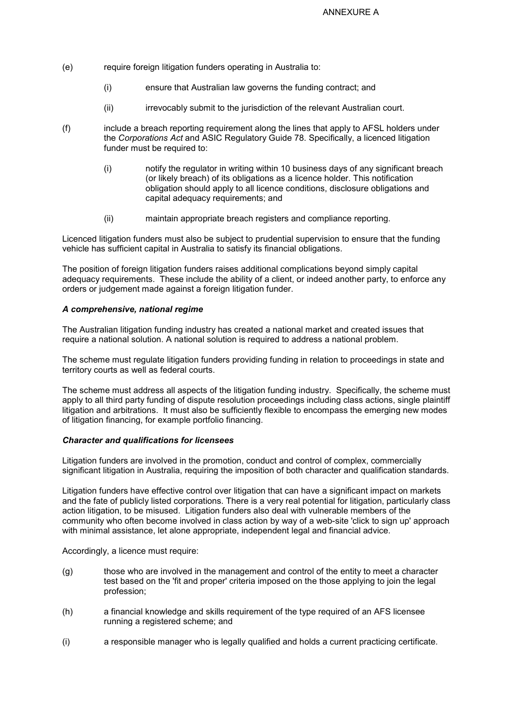ANNEXURE A

(e) require foreign litigation funders operating in Australia to:

    (i) ensure that Australian law governs the funding contract; and

    (ii) irrevocably submit to the jurisdiction of the relevant Australian court.

(f) include a breach reporting requirement along the lines that apply to AFSL holders under the *Corporations Act* and ASIC Regulatory Guide 78. Specifically, a licenced litigation funder must be required to:

    (i) notify the regulator in writing within 10 business days of any significant breach (or likely breach) of its obligations as a licence holder. This notification obligation should apply to all licence conditions, disclosure obligations and capital adequacy requirements; and

    (ii) maintain appropriate breach registers and compliance reporting.

Licenced litigation funders must also be subject to prudential supervision to ensure that the funding vehicle has sufficient capital in Australia to satisfy its financial obligations.

The position of foreign litigation funders raises additional complications beyond simply capital adequacy requirements. These include the ability of a client, or indeed another party, to enforce any orders or judgement made against a foreign litigation funder.

***A comprehensive, national regime***

The Australian litigation funding industry has created a national market and created issues that require a national solution. A national solution is required to address a national problem.

The scheme must regulate litigation funders providing funding in relation to proceedings in state and territory courts as well as federal courts.

The scheme must address all aspects of the litigation funding industry. Specifically, the scheme must apply to all third party funding of dispute resolution proceedings including class actions, single plaintiff litigation and arbitrations. It must also be sufficiently flexible to encompass the emerging new modes of litigation financing, for example portfolio financing.

***Character and qualifications for licensees***

Litigation funders are involved in the promotion, conduct and control of complex, commercially significant litigation in Australia, requiring the imposition of both character and qualification standards.

Litigation funders have effective control over litigation that can have a significant impact on markets and the fate of publicly listed corporations. There is a very real potential for litigation, particularly class action litigation, to be misused. Litigation funders also deal with vulnerable members of the community who often become involved in class action by way of a web-site 'click to sign up' approach with minimal assistance, let alone appropriate, independent legal and financial advice.

Accordingly, a licence must require:

(g) those who are involved in the management and control of the entity to meet a character test based on the 'fit and proper' criteria imposed on the those applying to join the legal profession;

(h) a financial knowledge and skills requirement of the type required of an AFS licensee running a registered scheme; and

(i) a responsible manager who is legally qualified and holds a current practicing certificate.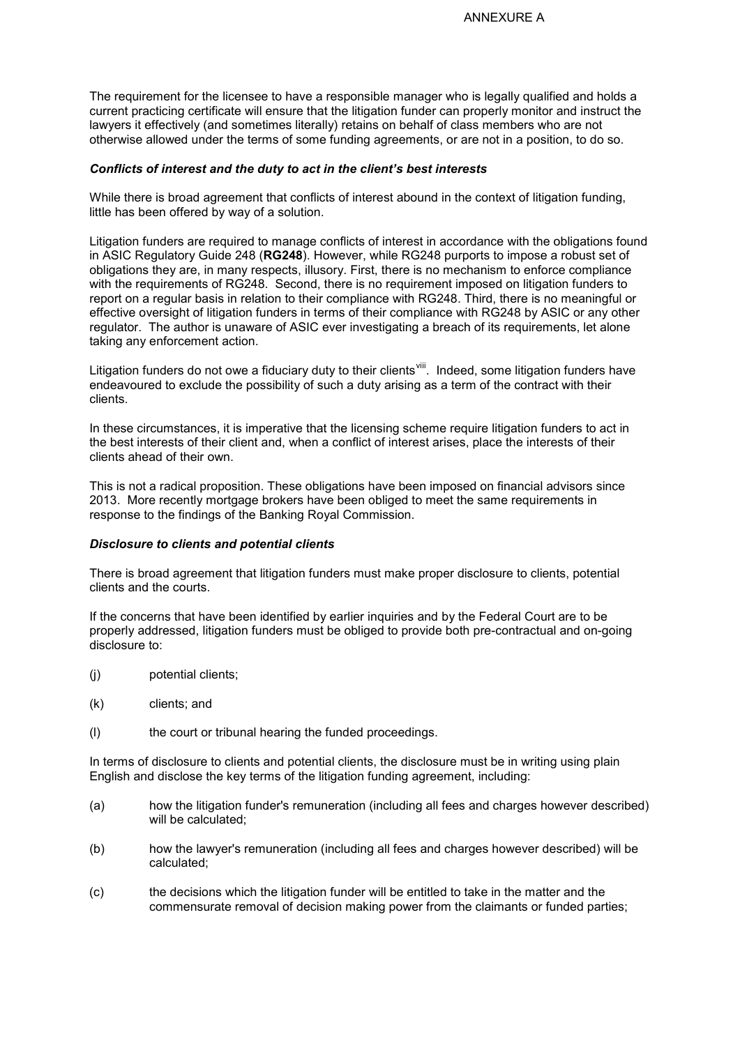ANNEXURE A

The requirement for the licensee to have a responsible manager who is legally qualified and holds a current practicing certificate will ensure that the litigation funder can properly monitor and instruct the lawyers it effectively (and sometimes literally) retains on behalf of class members who are not otherwise allowed under the terms of some funding agreements, or are not in a position, to do so.

***Conflicts of interest and the duty to act in the client's best interests***

While there is broad agreement that conflicts of interest abound in the context of litigation funding, little has been offered by way of a solution.

Litigation funders are required to manage conflicts of interest in accordance with the obligations found in ASIC Regulatory Guide 248 (**RG248**). However, while RG248 purports to impose a robust set of obligations they are, in many respects, illusory. First, there is no mechanism to enforce compliance with the requirements of RG248. Second, there is no requirement imposed on litigation funders to report on a regular basis in relation to their compliance with RG248. Third, there is no meaningful or effective oversight of litigation funders in terms of their compliance with RG248 by ASIC or any other regulator. The author is unaware of ASIC ever investigating a breach of its requirements, let alone taking any enforcement action.

Litigation funders do not owe a fiduciary duty to their clients[viii]. Indeed, some litigation funders have endeavoured to exclude the possibility of such a duty arising as a term of the contract with their clients.

In these circumstances, it is imperative that the licensing scheme require litigation funders to act in the best interests of their client and, when a conflict of interest arises, place the interests of their clients ahead of their own.

This is not a radical proposition. These obligations have been imposed on financial advisors since 2013. More recently mortgage brokers have been obliged to meet the same requirements in response to the findings of the Banking Royal Commission.

***Disclosure to clients and potential clients***

There is broad agreement that litigation funders must make proper disclosure to clients, potential clients and the courts.

If the concerns that have been identified by earlier inquiries and by the Federal Court are to be properly addressed, litigation funders must be obliged to provide both pre-contractual and on-going disclosure to:

(j) potential clients;

(k) clients; and

(l) the court or tribunal hearing the funded proceedings.

In terms of disclosure to clients and potential clients, the disclosure must be in writing using plain English and disclose the key terms of the litigation funding agreement, including:

(a) how the litigation funder's remuneration (including all fees and charges however described) will be calculated;

(b) how the lawyer's remuneration (including all fees and charges however described) will be calculated;

(c) the decisions which the litigation funder will be entitled to take in the matter and the commensurate removal of decision making power from the claimants or funded parties;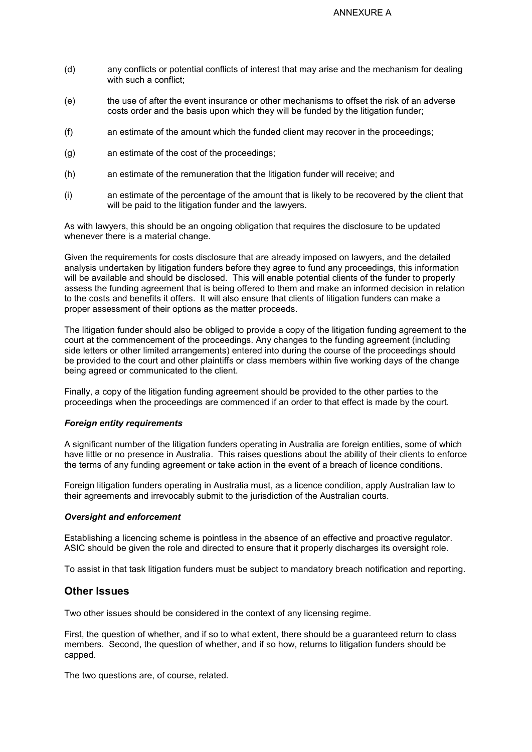ANNEXURE A

(d) any conflicts or potential conflicts of interest that may arise and the mechanism for dealing with such a conflict;

(e) the use of after the event insurance or other mechanisms to offset the risk of an adverse costs order and the basis upon which they will be funded by the litigation funder;

(f) an estimate of the amount which the funded client may recover in the proceedings;

(g) an estimate of the cost of the proceedings;

(h) an estimate of the remuneration that the litigation funder will receive; and

(i) an estimate of the percentage of the amount that is likely to be recovered by the client that will be paid to the litigation funder and the lawyers.

As with lawyers, this should be an ongoing obligation that requires the disclosure to be updated whenever there is a material change.

Given the requirements for costs disclosure that are already imposed on lawyers, and the detailed analysis undertaken by litigation funders before they agree to fund any proceedings, this information will be available and should be disclosed. This will enable potential clients of the funder to properly assess the funding agreement that is being offered to them and make an informed decision in relation to the costs and benefits it offers. It will also ensure that clients of litigation funders can make a proper assessment of their options as the matter proceeds.

The litigation funder should also be obliged to provide a copy of the litigation funding agreement to the court at the commencement of the proceedings. Any changes to the funding agreement (including side letters or other limited arrangements) entered into during the course of the proceedings should be provided to the court and other plaintiffs or class members within five working days of the change being agreed or communicated to the client.

Finally, a copy of the litigation funding agreement should be provided to the other parties to the proceedings when the proceedings are commenced if an order to that effect is made by the court.

***Foreign entity requirements***

A significant number of the litigation funders operating in Australia are foreign entities, some of which have little or no presence in Australia. This raises questions about the ability of their clients to enforce the terms of any funding agreement or take action in the event of a breach of licence conditions.

Foreign litigation funders operating in Australia must, as a licence condition, apply Australian law to their agreements and irrevocably submit to the jurisdiction of the Australian courts.

***Oversight and enforcement***

Establishing a licencing scheme is pointless in the absence of an effective and proactive regulator. ASIC should be given the role and directed to ensure that it properly discharges its oversight role.

To assist in that task litigation funders must be subject to mandatory breach notification and reporting.

## Other Issues

Two other issues should be considered in the context of any licensing regime.

First, the question of whether, and if so to what extent, there should be a guaranteed return to class members. Second, the question of whether, and if so how, returns to litigation funders should be capped.

The two questions are, of course, related.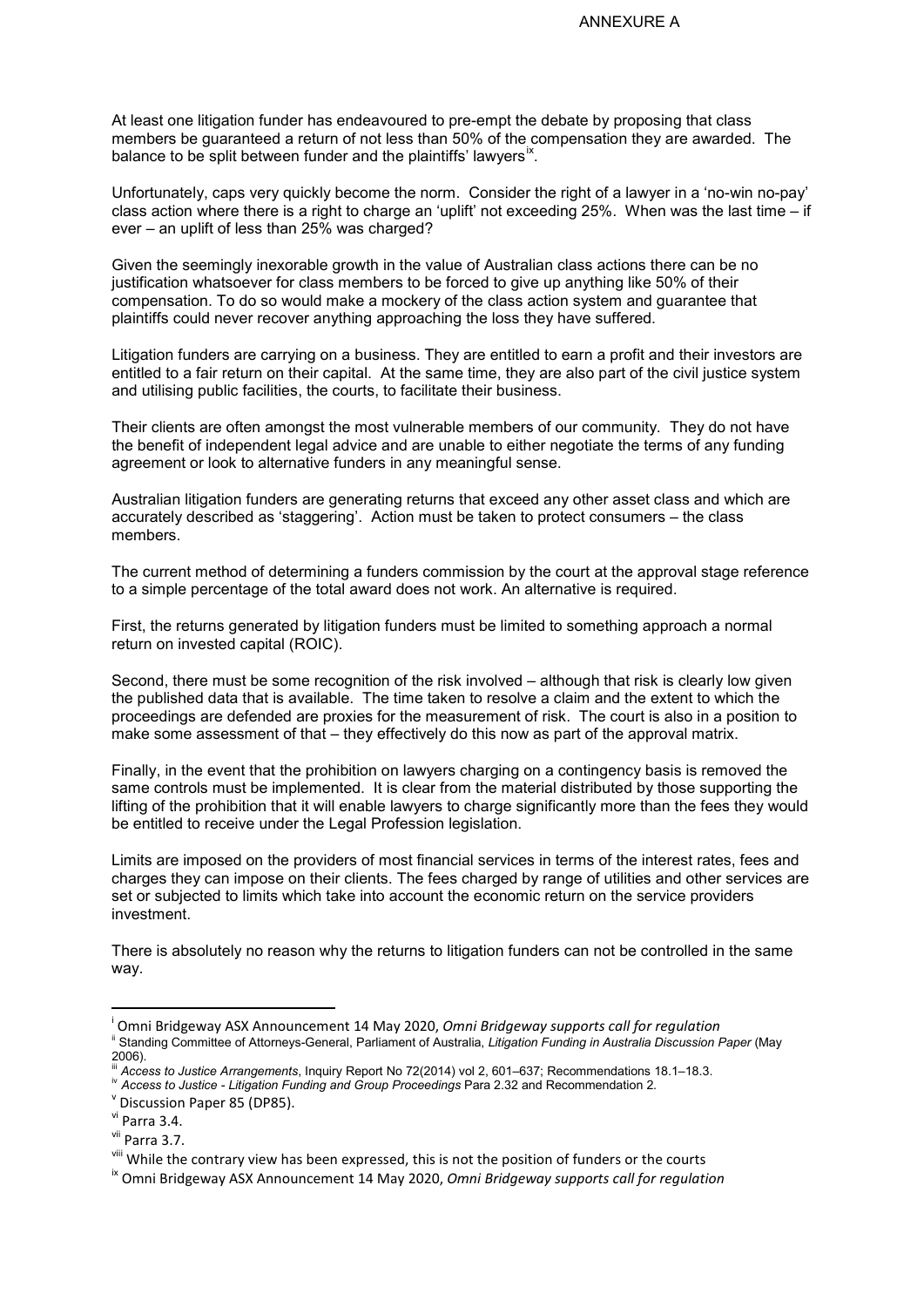ANNEXURE A

At least one litigation funder has endeavoured to pre-empt the debate by proposing that class members be guaranteed a return of not less than 50% of the compensation they are awarded. The balance to be split between funder and the plaintiffs' lawyers[ix].

Unfortunately, caps very quickly become the norm. Consider the right of a lawyer in a 'no-win no-pay' class action where there is a right to charge an 'uplift' not exceeding 25%. When was the last time – if ever – an uplift of less than 25% was charged?

Given the seemingly inexorable growth in the value of Australian class actions there can be no justification whatsoever for class members to be forced to give up anything like 50% of their compensation. To do so would make a mockery of the class action system and guarantee that plaintiffs could never recover anything approaching the loss they have suffered.

Litigation funders are carrying on a business. They are entitled to earn a profit and their investors are entitled to a fair return on their capital. At the same time, they are also part of the civil justice system and utilising public facilities, the courts, to facilitate their business.

Their clients are often amongst the most vulnerable members of our community. They do not have the benefit of independent legal advice and are unable to either negotiate the terms of any funding agreement or look to alternative funders in any meaningful sense.

Australian litigation funders are generating returns that exceed any other asset class and which are accurately described as 'staggering'. Action must be taken to protect consumers – the class members.

The current method of determining a funders commission by the court at the approval stage reference to a simple percentage of the total award does not work. An alternative is required.

First, the returns generated by litigation funders must be limited to something approach a normal return on invested capital (ROIC).

Second, there must be some recognition of the risk involved – although that risk is clearly low given the published data that is available. The time taken to resolve a claim and the extent to which the proceedings are defended are proxies for the measurement of risk. The court is also in a position to make some assessment of that – they effectively do this now as part of the approval matrix.

Finally, in the event that the prohibition on lawyers charging on a contingency basis is removed the same controls must be implemented. It is clear from the material distributed by those supporting the lifting of the prohibition that it will enable lawyers to charge significantly more than the fees they would be entitled to receive under the Legal Profession legislation.

Limits are imposed on the providers of most financial services in terms of the interest rates, fees and charges they can impose on their clients. The fees charged by range of utilities and other services are set or subjected to limits which take into account the economic return on the service providers investment.

There is absolutely no reason why the returns to litigation funders can not be controlled in the same way.

---

[i] Omni Bridgeway ASX Announcement 14 May 2020, *Omni Bridgeway supports call for regulation*
[ii] Standing Committee of Attorneys-General, Parliament of Australia, *Litigation Funding in Australia Discussion Paper* (May 2006).
[iii] *Access to Justice Arrangements*, Inquiry Report No 72(2014) vol 2, 601–637; Recommendations 18.1–18.3.
[iv] *Access to Justice - Litigation Funding and Group Proceedings* Para 2.32 and Recommendation 2.
[v] Discussion Paper 85 (DP85).
[vi] Parra 3.4.
[vii] Parra 3.7.
[viii] While the contrary view has been expressed, this is not the position of funders or the courts
[ix] Omni Bridgeway ASX Announcement 14 May 2020, *Omni Bridgeway supports call for regulation*